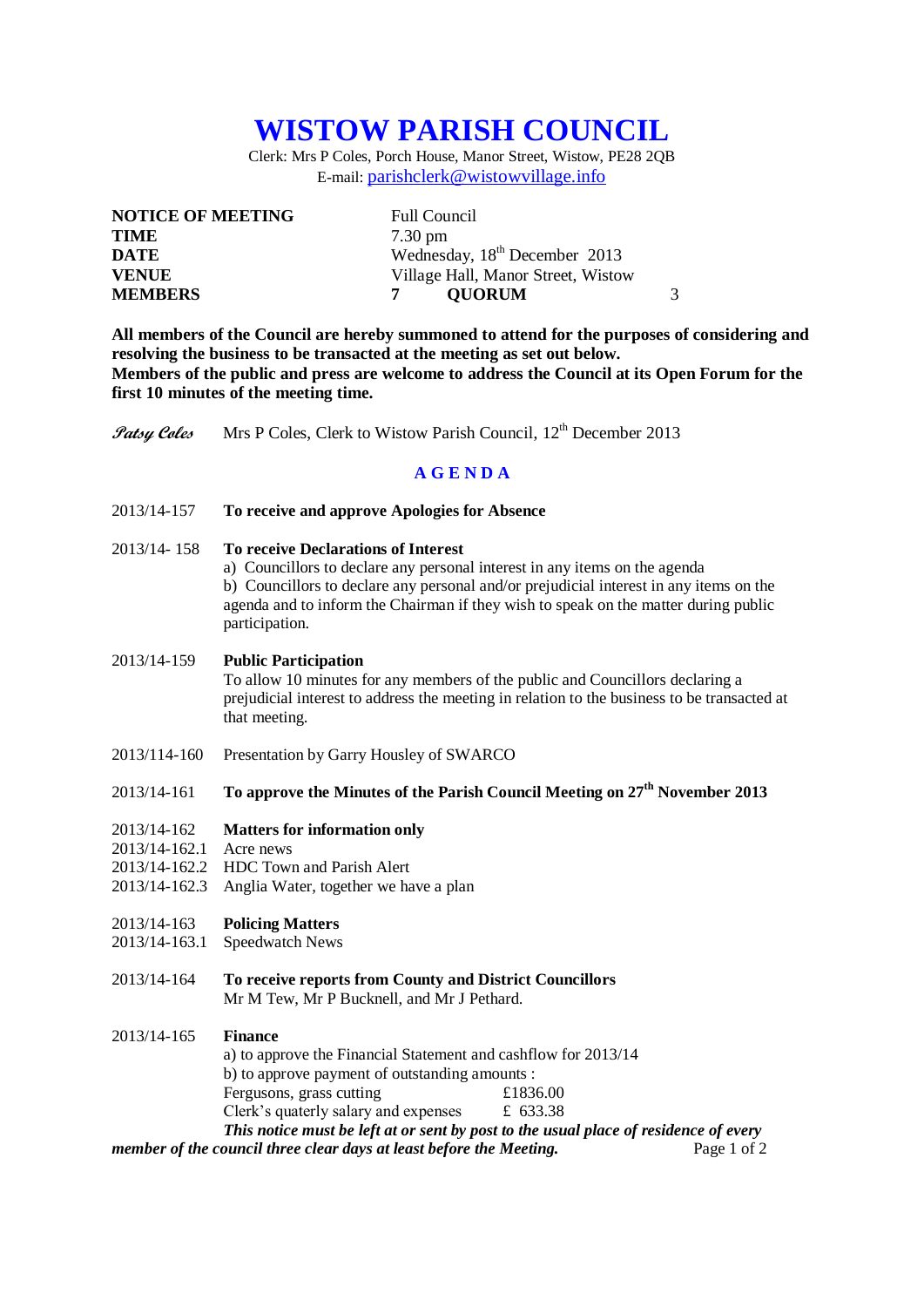# WISTOW PARISH COUNCIL

Clerk: Mrs P Coles, Porch House, Manor Street, Wistow, PE28 2QB
E-mail: parishclerk@wistowvillage.info

| | |
|---|---|
| **NOTICE OF MEETING** | Full Council |
| **TIME** | 7.30 pm |
| **DATE** | Wednesday, 18th December 2013 |
| **VENUE** | Village Hall, Manor Street, Wistow |
| **MEMBERS** | **7** **QUORUM** 3 |

**All members of the Council are hereby summoned to attend for the purposes of considering and resolving the business to be transacted at the meeting as set out below.**
**Members of the public and press are welcome to address the Council at its Open Forum for the first 10 minutes of the meeting time.**

*Patsy Coles* Mrs P Coles, Clerk to Wistow Parish Council, 12th December 2013

## A G E N D A

2013/14-157 **To receive and approve Apologies for Absence**

2013/14- 158 **To receive Declarations of Interest**
a) Councillors to declare any personal interest in any items on the agenda
b) Councillors to declare any personal and/or prejudicial interest in any items on the agenda and to inform the Chairman if they wish to speak on the matter during public participation.

2013/14-159 **Public Participation**
To allow 10 minutes for any members of the public and Councillors declaring a prejudicial interest to address the meeting in relation to the business to be transacted at that meeting.

2013/114-160 Presentation by Garry Housley of SWARCO

2013/14-161 **To approve the Minutes of the Parish Council Meeting on 27th November 2013**

2013/14-162 **Matters for information only**
2013/14-162.1 Acre news
2013/14-162.2 HDC Town and Parish Alert
2013/14-162.3 Anglia Water, together we have a plan

2013/14-163 **Policing Matters**
2013/14-163.1 Speedwatch News

2013/14-164 **To receive reports from County and District Councillors**
Mr M Tew, Mr P Bucknell, and Mr J Pethard.

2013/14-165 **Finance**
a) to approve the Financial Statement and cashflow for 2013/14
b) to approve payment of outstanding amounts :

| | |
|---|---|
| Fergusons, grass cutting | £1836.00 |
| Clerk's quaterly salary and expenses | £ 633.38 |

***This notice must be left at or sent by post to the usual place of residence of every member of the council three clear days at least before the Meeting.***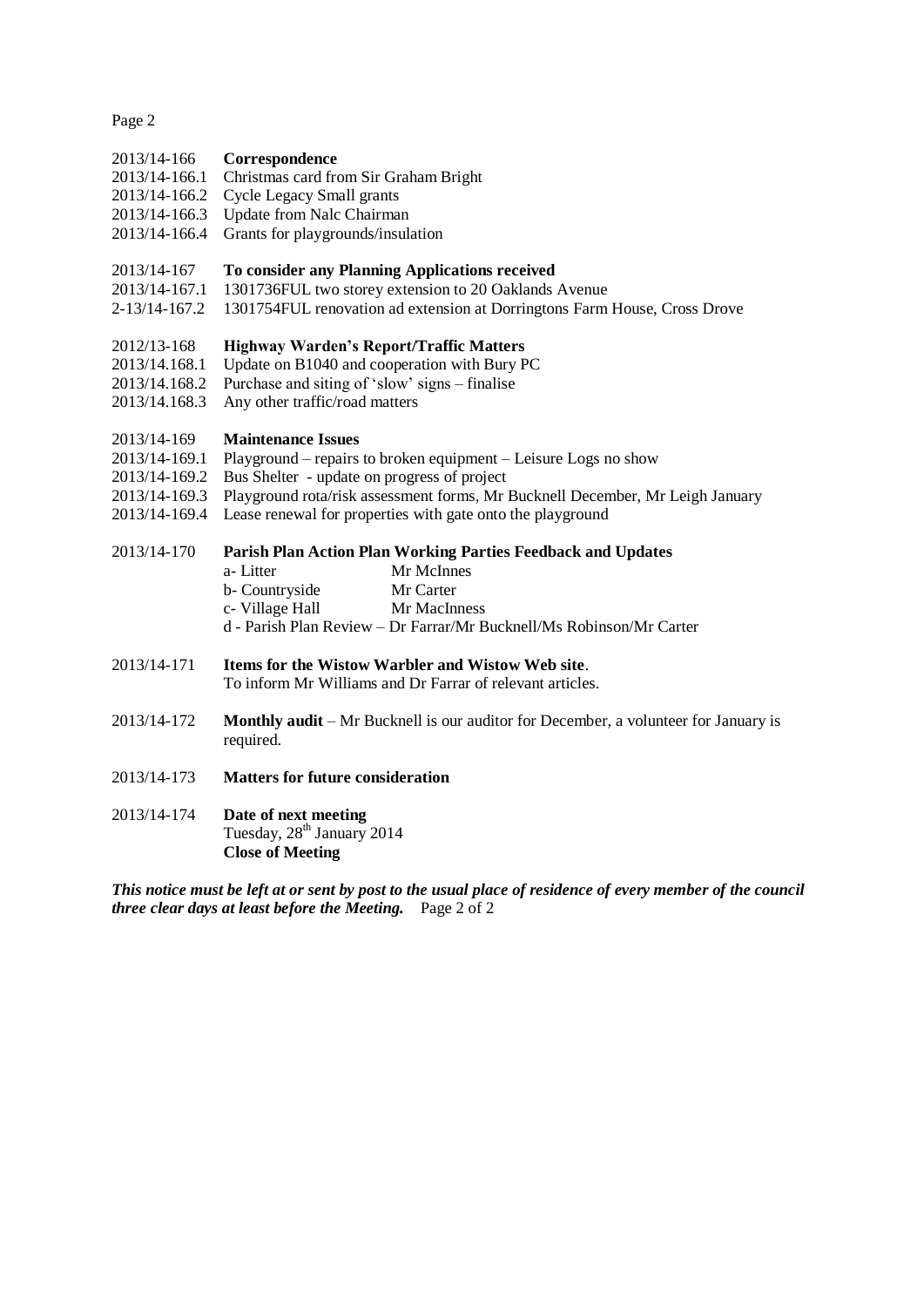2013/14-166 **Correspondence**
2013/14-166.1 Christmas card from Sir Graham Bright
2013/14-166.2 Cycle Legacy Small grants
2013/14-166.3 Update from Nalc Chairman
2013/14-166.4 Grants for playgrounds/insulation

2013/14-167 **To consider any Planning Applications received**
2013/14-167.1 1301736FUL two storey extension to 20 Oaklands Avenue
2-13/14-167.2 1301754FUL renovation ad extension at Dorringtons Farm House, Cross Drove

2012/13-168 **Highway Warden's Report/Traffic Matters**
2013/14.168.1 Update on B1040 and cooperation with Bury PC
2013/14.168.2 Purchase and siting of 'slow' signs – finalise
2013/14.168.3 Any other traffic/road matters

2013/14-169 **Maintenance Issues**
2013/14-169.1 Playground – repairs to broken equipment – Leisure Logs no show
2013/14-169.2 Bus Shelter - update on progress of project
2013/14-169.3 Playground rota/risk assessment forms, Mr Bucknell December, Mr Leigh January
2013/14-169.4 Lease renewal for properties with gate onto the playground

2013/14-170 **Parish Plan Action Plan Working Parties Feedback and Updates**

| | |
|---|---|
| a- Litter | Mr McInnes |
| b- Countryside | Mr Carter |
| c- Village Hall | Mr MacInness |

d - Parish Plan Review – Dr Farrar/Mr Bucknell/Ms Robinson/Mr Carter

2013/14-171 **Items for the Wistow Warbler and Wistow Web site**.
To inform Mr Williams and Dr Farrar of relevant articles.

2013/14-172 **Monthly audit** – Mr Bucknell is our auditor for December, a volunteer for January is required.

2013/14-173 **Matters for future consideration**

2013/14-174 **Date of next meeting**
Tuesday, 28th January 2014
**Close of Meeting**

***This notice must be left at or sent by post to the usual place of residence of every member of the council three clear days at least before the Meeting.***